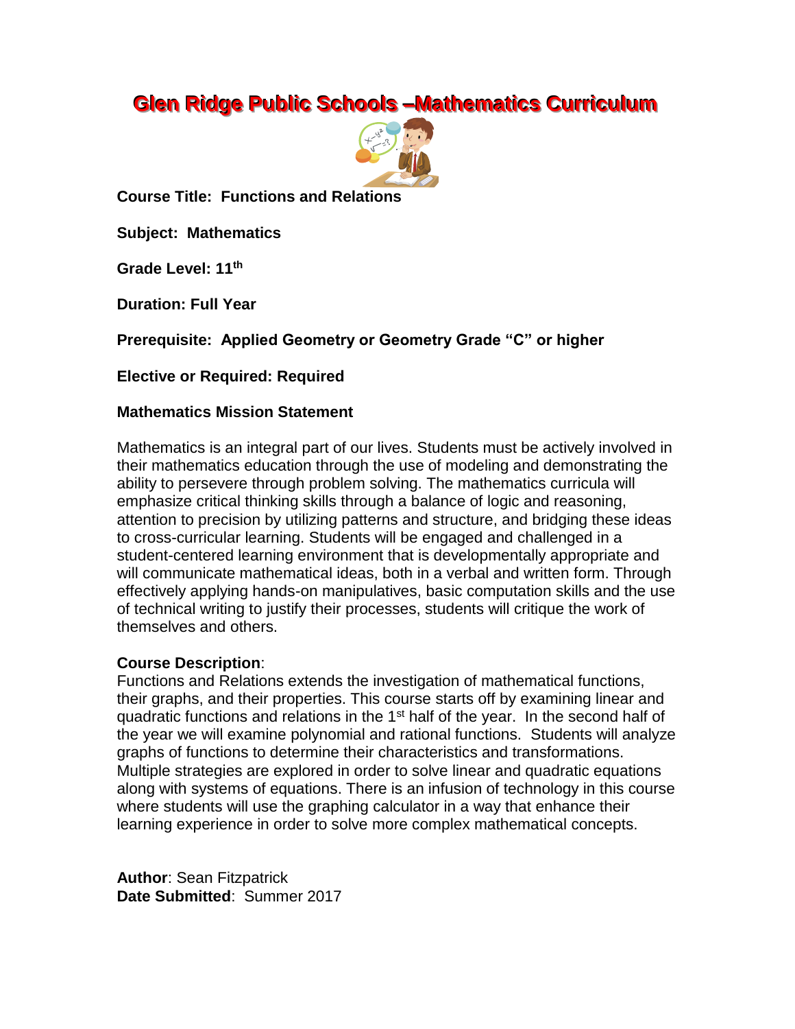# Glen Ridge Public Schools –Mathematics Curriculum

**Course Title: Functions and Relations**

**Subject: Mathematics**

**Grade Level: 11th**

**Duration: Full Year**

**Prerequisite: Applied Geometry or Geometry Grade "C" or higher**

**Elective or Required: Required**

**Mathematics Mission Statement**

Mathematics is an integral part of our lives. Students must be actively involved in their mathematics education through the use of modeling and demonstrating the ability to persevere through problem solving. The mathematics curricula will emphasize critical thinking skills through a balance of logic and reasoning, attention to precision by utilizing patterns and structure, and bridging these ideas to cross-curricular learning. Students will be engaged and challenged in a student-centered learning environment that is developmentally appropriate and will communicate mathematical ideas, both in a verbal and written form. Through effectively applying hands-on manipulatives, basic computation skills and the use of technical writing to justify their processes, students will critique the work of themselves and others.

**Course Description**:
Functions and Relations extends the investigation of mathematical functions, their graphs, and their properties. This course starts off by examining linear and quadratic functions and relations in the 1st half of the year. In the second half of the year we will examine polynomial and rational functions. Students will analyze graphs of functions to determine their characteristics and transformations. Multiple strategies are explored in order to solve linear and quadratic equations along with systems of equations. There is an infusion of technology in this course where students will use the graphing calculator in a way that enhance their learning experience in order to solve more complex mathematical concepts.

**Author**: Sean Fitzpatrick
**Date Submitted**: Summer 2017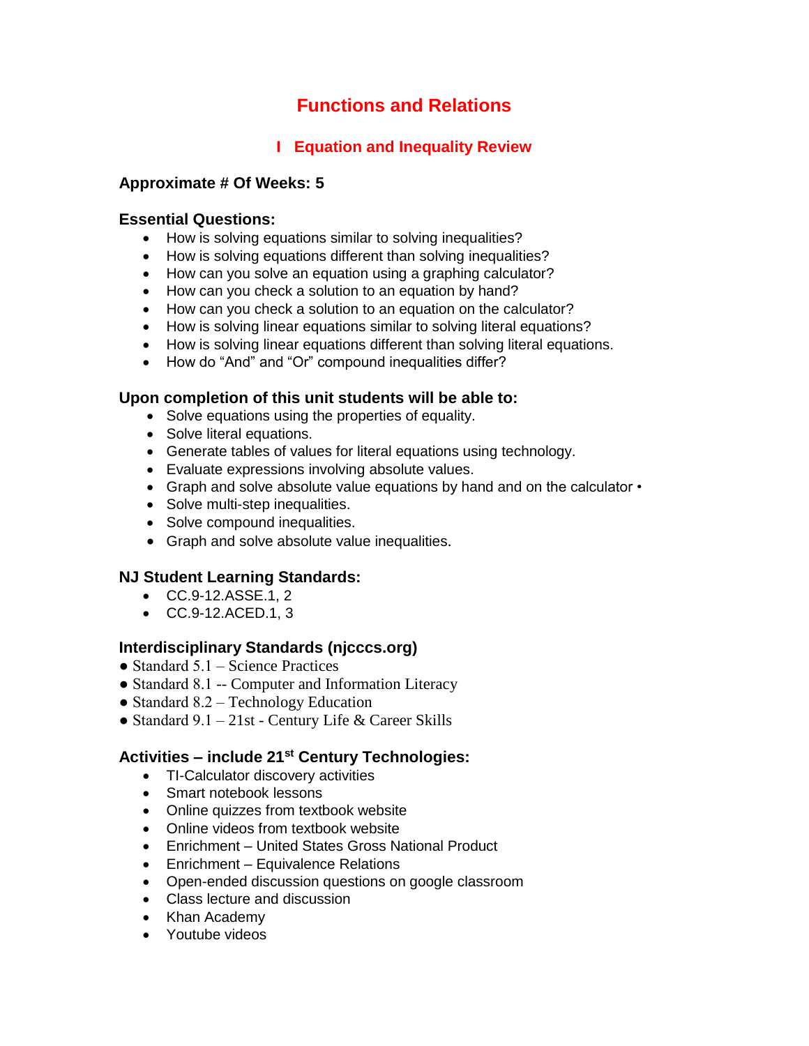# Functions and Relations

## I Equation and Inequality Review

### Approximate # Of Weeks: 5

### Essential Questions:

- How is solving equations similar to solving inequalities?
- How is solving equations different than solving inequalities?
- How can you solve an equation using a graphing calculator?
- How can you check a solution to an equation by hand?
- How can you check a solution to an equation on the calculator?
- How is solving linear equations similar to solving literal equations?
- How is solving linear equations different than solving literal equations.
- How do "And" and "Or" compound inequalities differ?

### Upon completion of this unit students will be able to:

- Solve equations using the properties of equality.
- Solve literal equations.
- Generate tables of values for literal equations using technology.
- Evaluate expressions involving absolute values.
- Graph and solve absolute value equations by hand and on the calculator •
- Solve multi-step inequalities.
- Solve compound inequalities.
- Graph and solve absolute value inequalities.

### NJ Student Learning Standards:

- CC.9-12.ASSE.1, 2
- CC.9-12.ACED.1, 3

### Interdisciplinary Standards (njcccs.org)

- Standard 5.1 – Science Practices
- Standard 8.1 -- Computer and Information Literacy
- Standard 8.2 – Technology Education
- Standard 9.1 – 21st - Century Life & Career Skills

### Activities – include 21st Century Technologies:

- TI-Calculator discovery activities
- Smart notebook lessons
- Online quizzes from textbook website
- Online videos from textbook website
- Enrichment – United States Gross National Product
- Enrichment – Equivalence Relations
- Open-ended discussion questions on google classroom
- Class lecture and discussion
- Khan Academy
- Youtube videos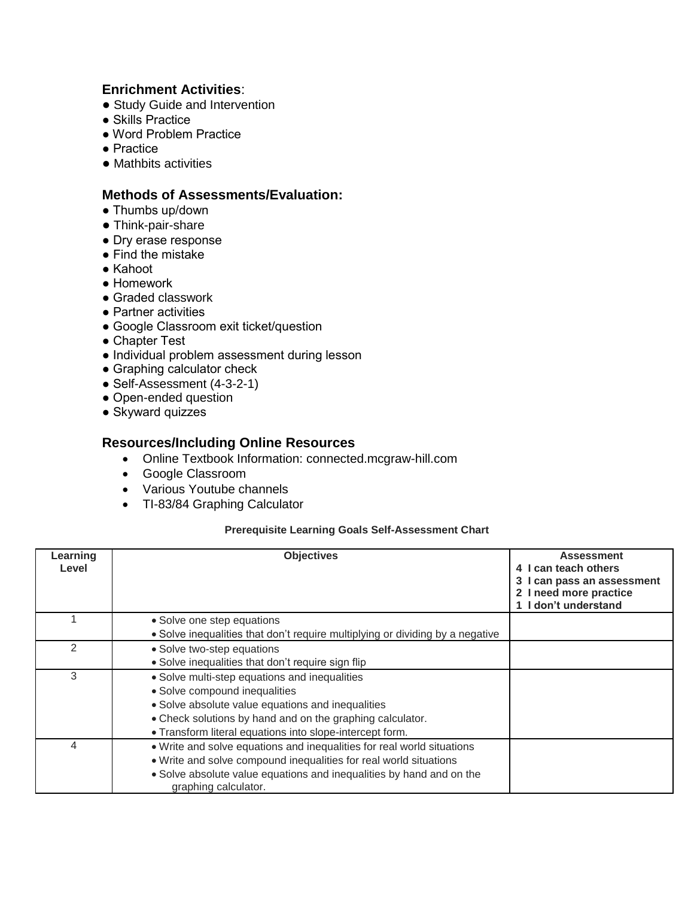### Enrichment Activities:

- Study Guide and Intervention
- Skills Practice
- Word Problem Practice
- Practice
- Mathbits activities

### Methods of Assessments/Evaluation:

- Thumbs up/down
- Think-pair-share
- Dry erase response
- Find the mistake
- Kahoot
- Homework
- Graded classwork
- Partner activities
- Google Classroom exit ticket/question
- Chapter Test
- Individual problem assessment during lesson
- Graphing calculator check
- Self-Assessment (4-3-2-1)
- Open-ended question
- Skyward quizzes

### Resources/Including Online Resources

- Online Textbook Information: connected.mcgraw-hill.com
- Google Classroom
- Various Youtube channels
- TI-83/84 Graphing Calculator

**Prerequisite Learning Goals Self-Assessment Chart**

| Learning Level | Objectives | Assessment<br>4 I can teach others<br>3 I can pass an assessment<br>2 I need more practice<br>1 I don't understand |
|---|---|---|
| 1 | • Solve one step equations<br>• Solve inequalities that don't require multiplying or dividing by a negative | |
| 2 | • Solve two-step equations<br>• Solve inequalities that don't require sign flip | |
| 3 | • Solve multi-step equations and inequalities<br>• Solve compound inequalities<br>• Solve absolute value equations and inequalities<br>• Check solutions by hand and on the graphing calculator.<br>• Transform literal equations into slope-intercept form. | |
| 4 | • Write and solve equations and inequalities for real world situations<br>• Write and solve compound inequalities for real world situations<br>• Solve absolute value equations and inequalities by hand and on the graphing calculator. | |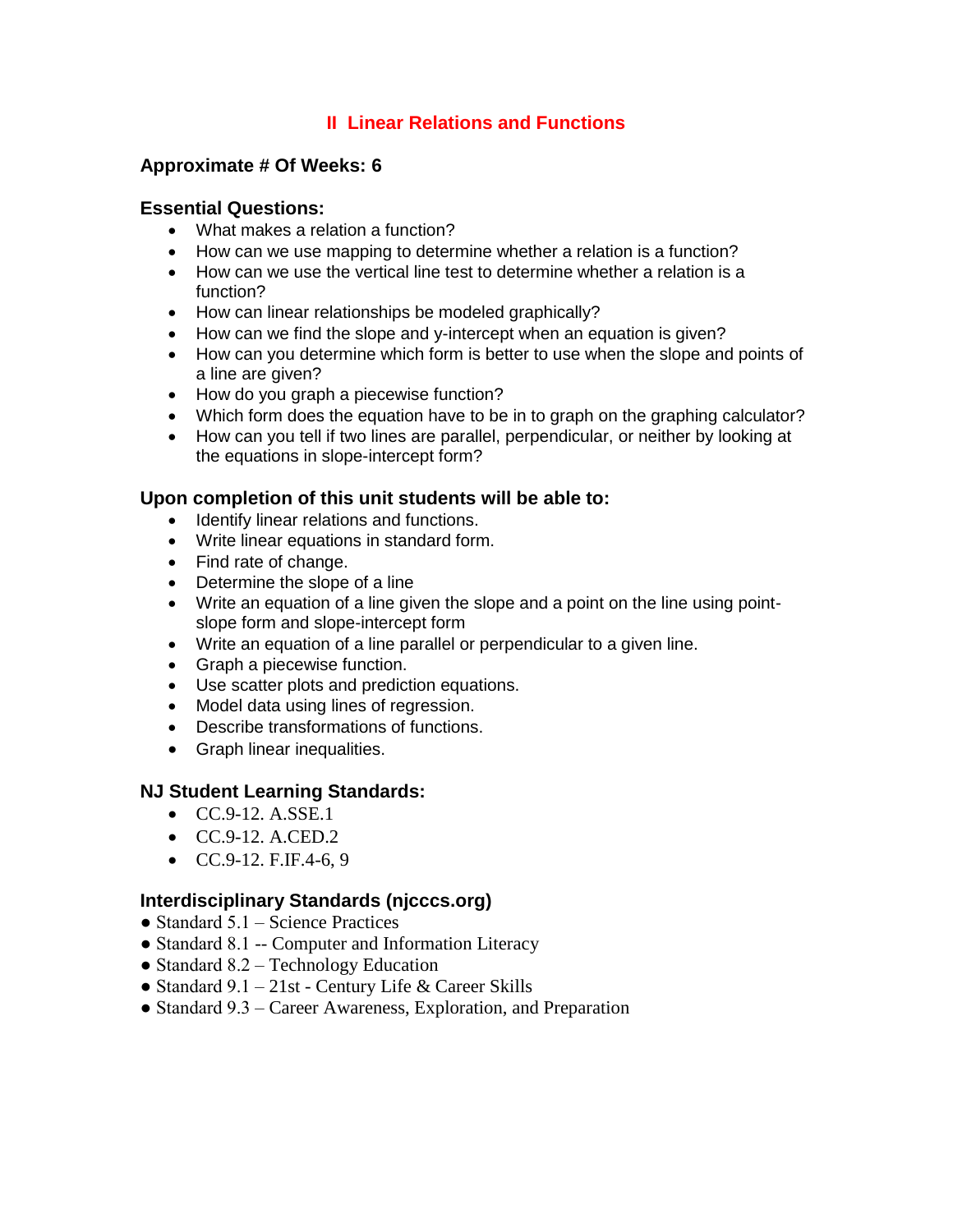# II Linear Relations and Functions

### Approximate # Of Weeks: 6

### Essential Questions:

- What makes a relation a function?
- How can we use mapping to determine whether a relation is a function?
- How can we use the vertical line test to determine whether a relation is a function?
- How can linear relationships be modeled graphically?
- How can we find the slope and y-intercept when an equation is given?
- How can you determine which form is better to use when the slope and points of a line are given?
- How do you graph a piecewise function?
- Which form does the equation have to be in to graph on the graphing calculator?
- How can you tell if two lines are parallel, perpendicular, or neither by looking at the equations in slope-intercept form?

### Upon completion of this unit students will be able to:

- Identify linear relations and functions.
- Write linear equations in standard form.
- Find rate of change.
- Determine the slope of a line
- Write an equation of a line given the slope and a point on the line using point-slope form and slope-intercept form
- Write an equation of a line parallel or perpendicular to a given line.
- Graph a piecewise function.
- Use scatter plots and prediction equations.
- Model data using lines of regression.
- Describe transformations of functions.
- Graph linear inequalities.

### NJ Student Learning Standards:

- CC.9-12. A.SSE.1
- CC.9-12. A.CED.2
- CC.9-12. F.IF.4-6, 9

### Interdisciplinary Standards (njcccs.org)

- Standard 5.1 – Science Practices
- Standard 8.1 -- Computer and Information Literacy
- Standard 8.2 – Technology Education
- Standard 9.1 – 21st - Century Life & Career Skills
- Standard 9.3 – Career Awareness, Exploration, and Preparation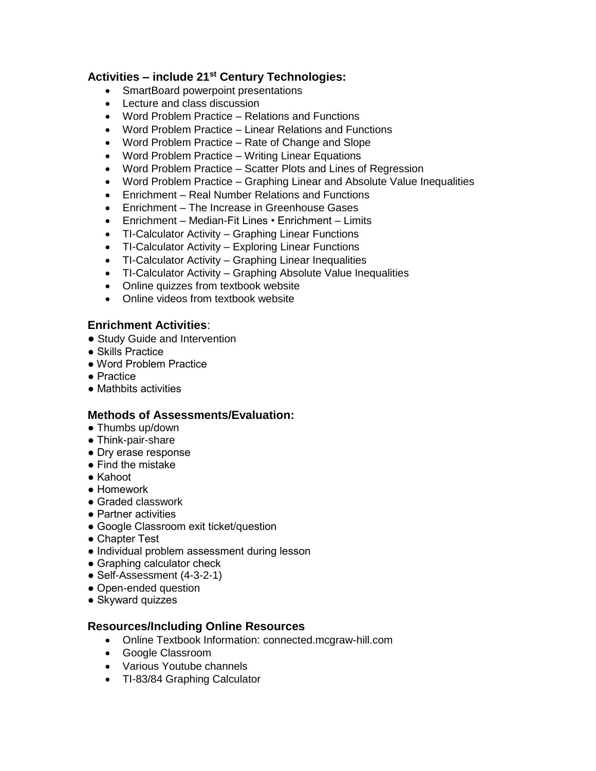### Activities – include 21st Century Technologies:

- SmartBoard powerpoint presentations
- Lecture and class discussion
- Word Problem Practice – Relations and Functions
- Word Problem Practice – Linear Relations and Functions
- Word Problem Practice – Rate of Change and Slope
- Word Problem Practice – Writing Linear Equations
- Word Problem Practice – Scatter Plots and Lines of Regression
- Word Problem Practice – Graphing Linear and Absolute Value Inequalities
- Enrichment – Real Number Relations and Functions
- Enrichment – The Increase in Greenhouse Gases
- Enrichment – Median-Fit Lines • Enrichment – Limits
- TI-Calculator Activity – Graphing Linear Functions
- TI-Calculator Activity – Exploring Linear Functions
- TI-Calculator Activity – Graphing Linear Inequalities
- TI-Calculator Activity – Graphing Absolute Value Inequalities
- Online quizzes from textbook website
- Online videos from textbook website

### Enrichment Activities:

- Study Guide and Intervention
- Skills Practice
- Word Problem Practice
- Practice
- Mathbits activities

### Methods of Assessments/Evaluation:

- Thumbs up/down
- Think-pair-share
- Dry erase response
- Find the mistake
- Kahoot
- Homework
- Graded classwork
- Partner activities
- Google Classroom exit ticket/question
- Chapter Test
- Individual problem assessment during lesson
- Graphing calculator check
- Self-Assessment (4-3-2-1)
- Open-ended question
- Skyward quizzes

### Resources/Including Online Resources

- Online Textbook Information: connected.mcgraw-hill.com
- Google Classroom
- Various Youtube channels
- TI-83/84 Graphing Calculator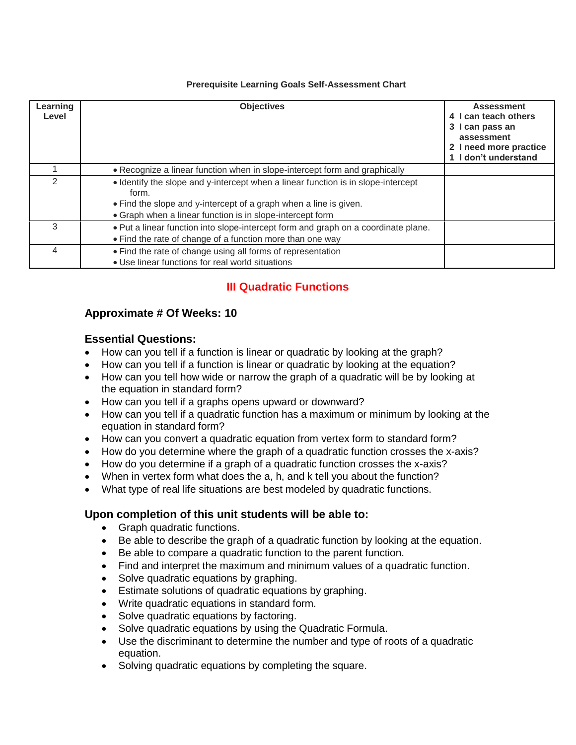**Prerequisite Learning Goals Self-Assessment Chart**

| Learning Level | Objectives | Assessment<br>4 I can teach others<br>3 I can pass an assessment<br>2 I need more practice<br>1 I don't understand |
|---|---|---|
| 1 | • Recognize a linear function when in slope-intercept form and graphically | |
| 2 | • Identify the slope and y-intercept when a linear function is in slope-intercept form.<br>• Find the slope and y-intercept of a graph when a line is given.<br>• Graph when a linear function is in slope-intercept form | |
| 3 | • Put a linear function into slope-intercept form and graph on a coordinate plane.<br>• Find the rate of change of a function more than one way | |
| 4 | • Find the rate of change using all forms of representation<br>• Use linear functions for real world situations | |

## III Quadratic Functions

### Approximate # Of Weeks: 10

### Essential Questions:

- How can you tell if a function is linear or quadratic by looking at the graph?
- How can you tell if a function is linear or quadratic by looking at the equation?
- How can you tell how wide or narrow the graph of a quadratic will be by looking at the equation in standard form?
- How can you tell if a graphs opens upward or downward?
- How can you tell if a quadratic function has a maximum or minimum by looking at the equation in standard form?
- How can you convert a quadratic equation from vertex form to standard form?
- How do you determine where the graph of a quadratic function crosses the x-axis?
- How do you determine if a graph of a quadratic function crosses the x-axis?
- When in vertex form what does the a, h, and k tell you about the function?
- What type of real life situations are best modeled by quadratic functions.

### Upon completion of this unit students will be able to:

- Graph quadratic functions.
- Be able to describe the graph of a quadratic function by looking at the equation.
- Be able to compare a quadratic function to the parent function.
- Find and interpret the maximum and minimum values of a quadratic function.
- Solve quadratic equations by graphing.
- Estimate solutions of quadratic equations by graphing.
- Write quadratic equations in standard form.
- Solve quadratic equations by factoring.
- Solve quadratic equations by using the Quadratic Formula.
- Use the discriminant to determine the number and type of roots of a quadratic equation.
- Solving quadratic equations by completing the square.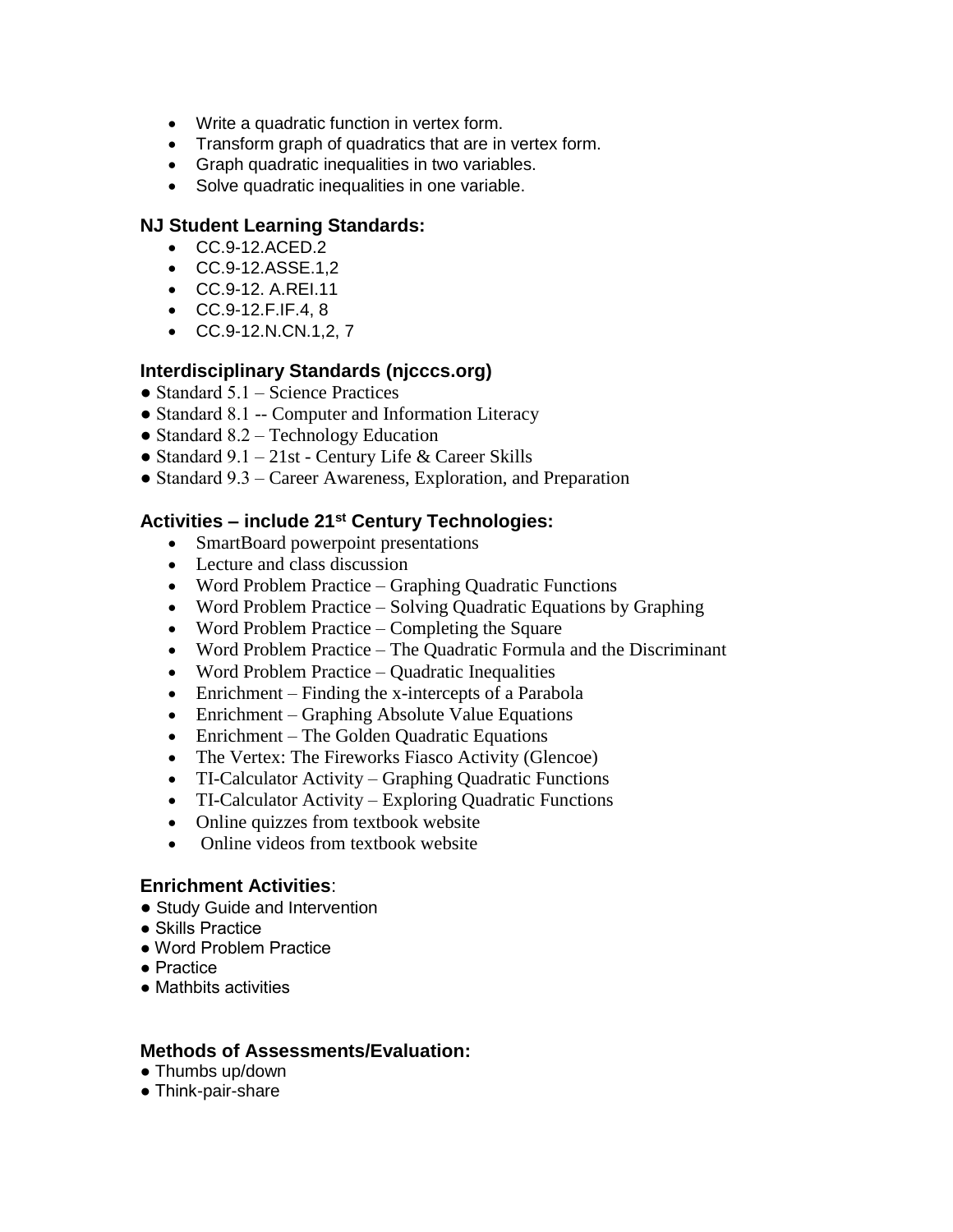- Write a quadratic function in vertex form.
- Transform graph of quadratics that are in vertex form.
- Graph quadratic inequalities in two variables.
- Solve quadratic inequalities in one variable.

### NJ Student Learning Standards:

- CC.9-12.ACED.2
- CC.9-12.ASSE.1,2
- CC.9-12. A.REI.11
- CC.9-12.F.IF.4, 8
- CC.9-12.N.CN.1,2, 7

### Interdisciplinary Standards (njcccs.org)

- Standard 5.1 – Science Practices
- Standard 8.1 -- Computer and Information Literacy
- Standard 8.2 – Technology Education
- Standard 9.1 – 21st - Century Life & Career Skills
- Standard 9.3 – Career Awareness, Exploration, and Preparation

### Activities – include 21st Century Technologies:

- SmartBoard powerpoint presentations
- Lecture and class discussion
- Word Problem Practice – Graphing Quadratic Functions
- Word Problem Practice – Solving Quadratic Equations by Graphing
- Word Problem Practice – Completing the Square
- Word Problem Practice – The Quadratic Formula and the Discriminant
- Word Problem Practice – Quadratic Inequalities
- Enrichment – Finding the x-intercepts of a Parabola
- Enrichment – Graphing Absolute Value Equations
- Enrichment – The Golden Quadratic Equations
- The Vertex: The Fireworks Fiasco Activity (Glencoe)
- TI-Calculator Activity – Graphing Quadratic Functions
- TI-Calculator Activity – Exploring Quadratic Functions
- Online quizzes from textbook website
- Online videos from textbook website

### Enrichment Activities:

- Study Guide and Intervention
- Skills Practice
- Word Problem Practice
- Practice
- Mathbits activities

### Methods of Assessments/Evaluation:

- Thumbs up/down
- Think-pair-share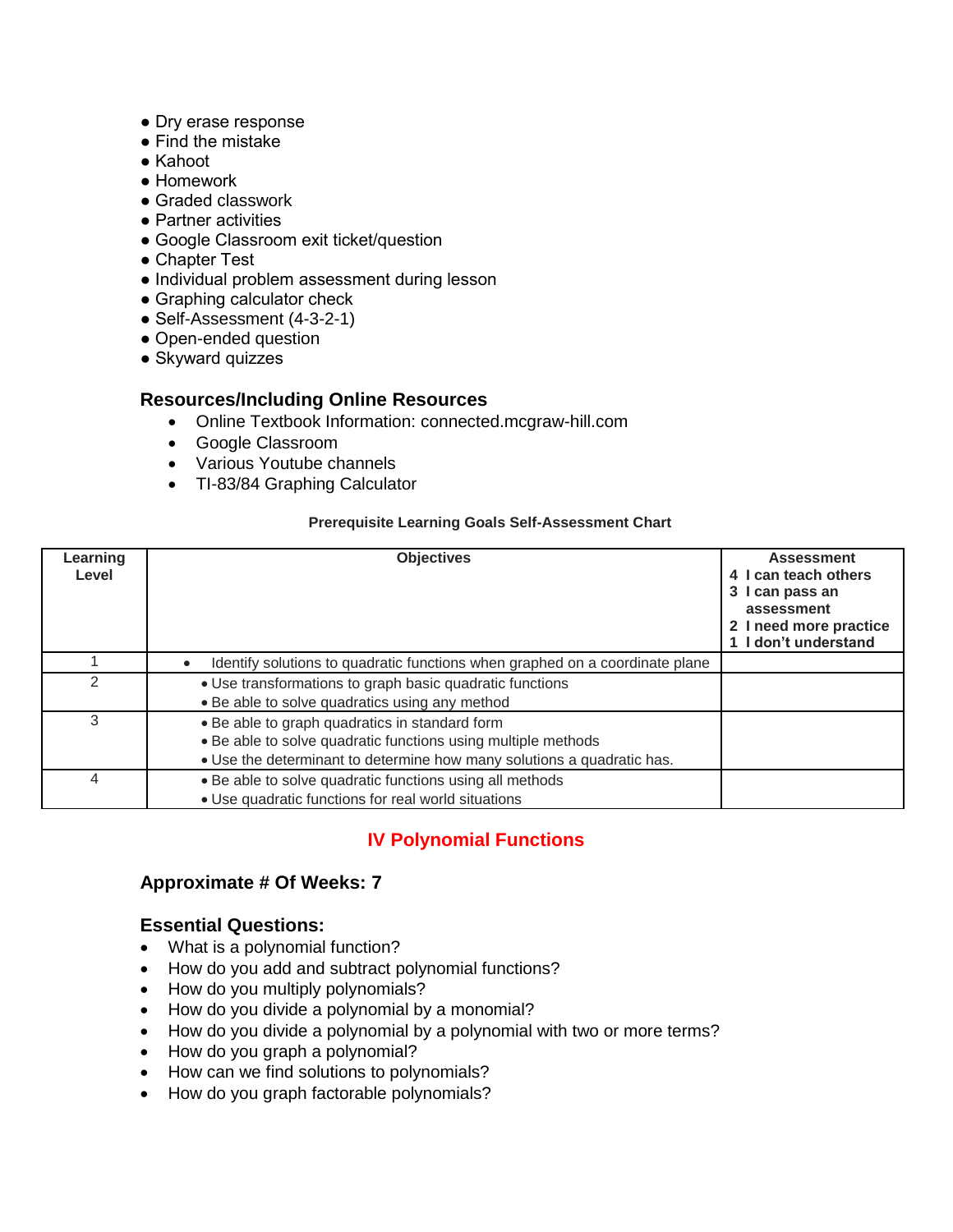- Dry erase response
- Find the mistake
- Kahoot
- Homework
- Graded classwork
- Partner activities
- Google Classroom exit ticket/question
- Chapter Test
- Individual problem assessment during lesson
- Graphing calculator check
- Self-Assessment (4-3-2-1)
- Open-ended question
- Skyward quizzes

### Resources/Including Online Resources

- Online Textbook Information: connected.mcgraw-hill.com
- Google Classroom
- Various Youtube channels
- TI-83/84 Graphing Calculator

**Prerequisite Learning Goals Self-Assessment Chart**

| Learning Level | Objectives | Assessment<br>4 I can teach others<br>3 I can pass an assessment<br>2 I need more practice<br>1 I don't understand |
|---|---|---|
| 1 | • Identify solutions to quadratic functions when graphed on a coordinate plane | |
| 2 | • Use transformations to graph basic quadratic functions<br>• Be able to solve quadratics using any method | |
| 3 | • Be able to graph quadratics in standard form<br>• Be able to solve quadratic functions using multiple methods<br>• Use the determinant to determine how many solutions a quadratic has. | |
| 4 | • Be able to solve quadratic functions using all methods<br>• Use quadratic functions for real world situations | |

## IV Polynomial Functions

### Approximate # Of Weeks: 7

### Essential Questions:

- What is a polynomial function?
- How do you add and subtract polynomial functions?
- How do you multiply polynomials?
- How do you divide a polynomial by a monomial?
- How do you divide a polynomial by a polynomial with two or more terms?
- How do you graph a polynomial?
- How can we find solutions to polynomials?
- How do you graph factorable polynomials?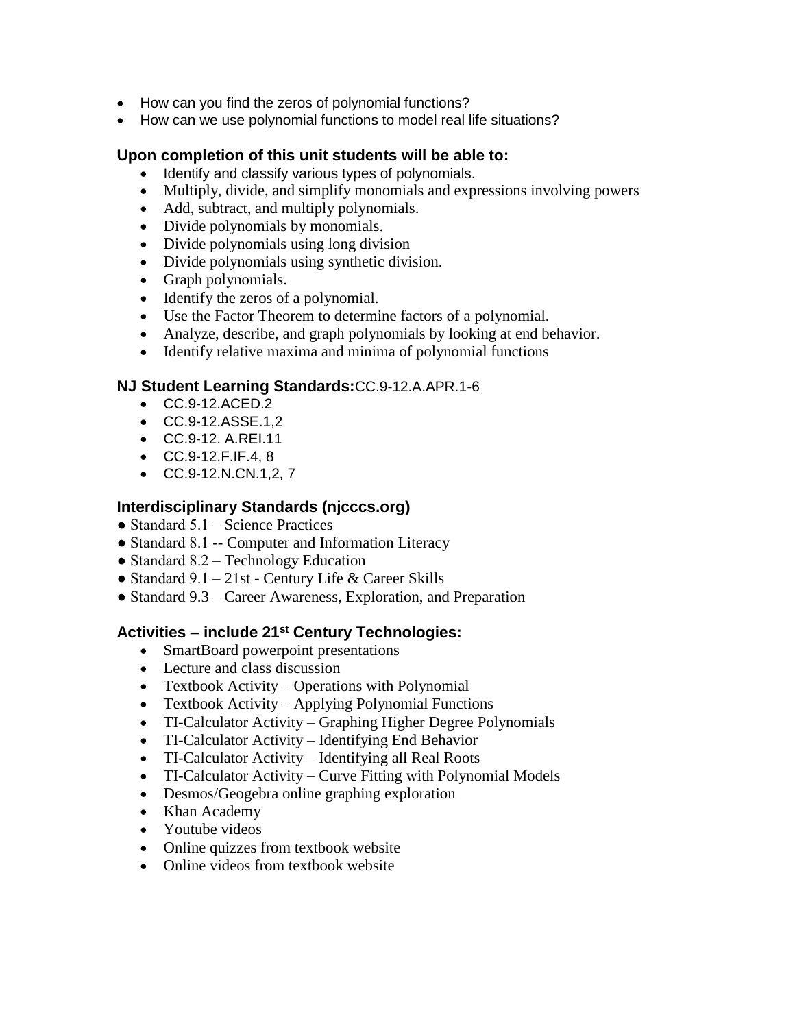- How can you find the zeros of polynomial functions?
- How can we use polynomial functions to model real life situations?

### Upon completion of this unit students will be able to:

- Identify and classify various types of polynomials.
- Multiply, divide, and simplify monomials and expressions involving powers
- Add, subtract, and multiply polynomials.
- Divide polynomials by monomials.
- Divide polynomials using long division
- Divide polynomials using synthetic division.
- Graph polynomials.
- Identify the zeros of a polynomial.
- Use the Factor Theorem to determine factors of a polynomial.
- Analyze, describe, and graph polynomials by looking at end behavior.
- Identify relative maxima and minima of polynomial functions

### NJ Student Learning Standards: CC.9-12.A.APR.1-6

- CC.9-12.ACED.2
- CC.9-12.ASSE.1,2
- CC.9-12. A.REI.11
- CC.9-12.F.IF.4, 8
- CC.9-12.N.CN.1,2, 7

### Interdisciplinary Standards (njcccs.org)

- Standard 5.1 – Science Practices
- Standard 8.1 -- Computer and Information Literacy
- Standard 8.2 – Technology Education
- Standard 9.1 – 21st - Century Life & Career Skills
- Standard 9.3 – Career Awareness, Exploration, and Preparation

### Activities – include 21st Century Technologies:

- SmartBoard powerpoint presentations
- Lecture and class discussion
- Textbook Activity – Operations with Polynomial
- Textbook Activity – Applying Polynomial Functions
- TI-Calculator Activity – Graphing Higher Degree Polynomials
- TI-Calculator Activity – Identifying End Behavior
- TI-Calculator Activity – Identifying all Real Roots
- TI-Calculator Activity – Curve Fitting with Polynomial Models
- Desmos/Geogebra online graphing exploration
- Khan Academy
- Youtube videos
- Online quizzes from textbook website
- Online videos from textbook website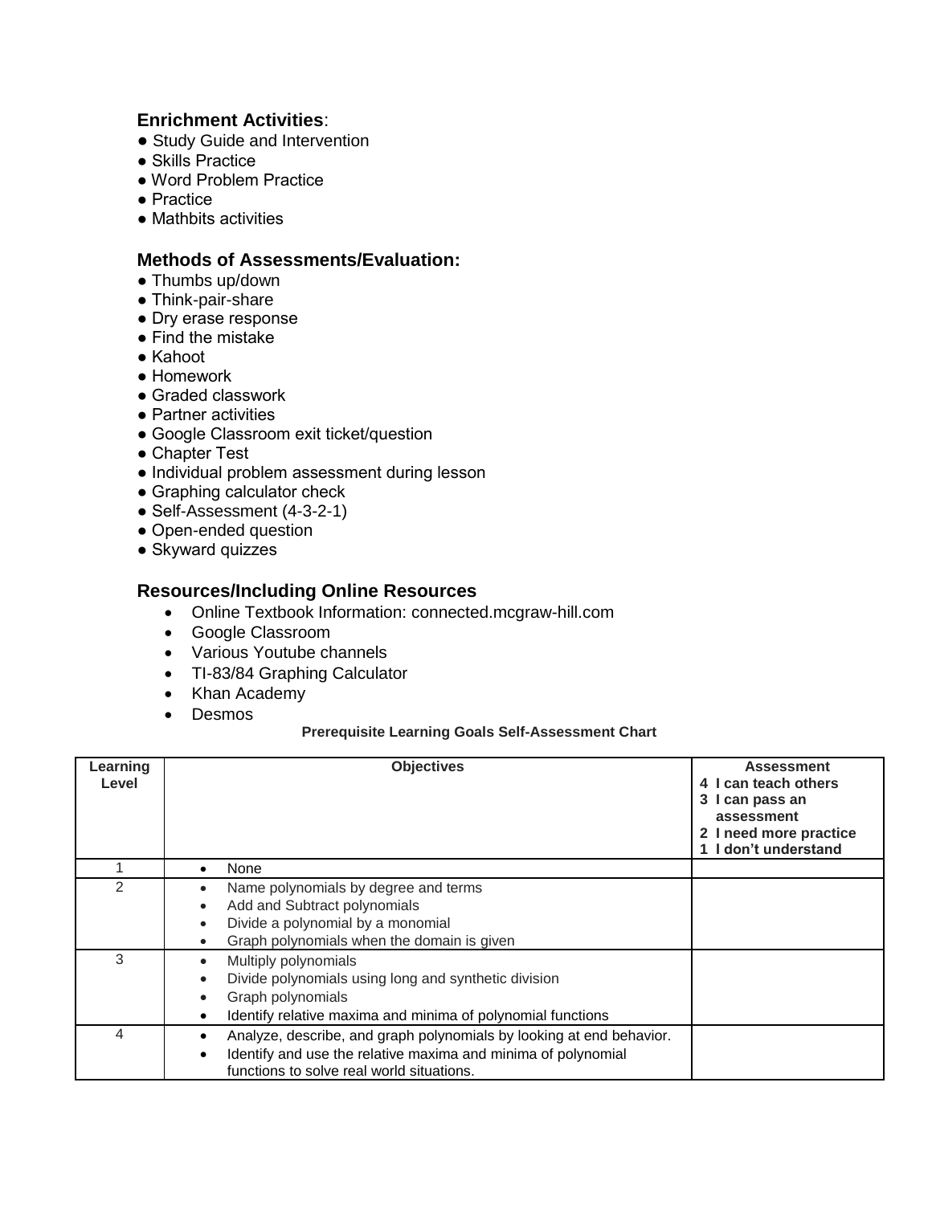### Enrichment Activities:

- Study Guide and Intervention
- Skills Practice
- Word Problem Practice
- Practice
- Mathbits activities

### Methods of Assessments/Evaluation:

- Thumbs up/down
- Think-pair-share
- Dry erase response
- Find the mistake
- Kahoot
- Homework
- Graded classwork
- Partner activities
- Google Classroom exit ticket/question
- Chapter Test
- Individual problem assessment during lesson
- Graphing calculator check
- Self-Assessment (4-3-2-1)
- Open-ended question
- Skyward quizzes

### Resources/Including Online Resources

- Online Textbook Information: connected.mcgraw-hill.com
- Google Classroom
- Various Youtube channels
- TI-83/84 Graphing Calculator
- Khan Academy
- Desmos

**Prerequisite Learning Goals Self-Assessment Chart**

| Learning Level | Objectives | Assessment<br>4 I can teach others<br>3 I can pass an assessment<br>2 I need more practice<br>1 I don't understand |
|---|---|---|
| 1 | • None | |
| 2 | • Name polynomials by degree and terms<br>• Add and Subtract polynomials<br>• Divide a polynomial by a monomial<br>• Graph polynomials when the domain is given | |
| 3 | • Multiply polynomials<br>• Divide polynomials using long and synthetic division<br>• Graph polynomials<br>• Identify relative maxima and minima of polynomial functions | |
| 4 | • Analyze, describe, and graph polynomials by looking at end behavior.<br>• Identify and use the relative maxima and minima of polynomial functions to solve real world situations. | |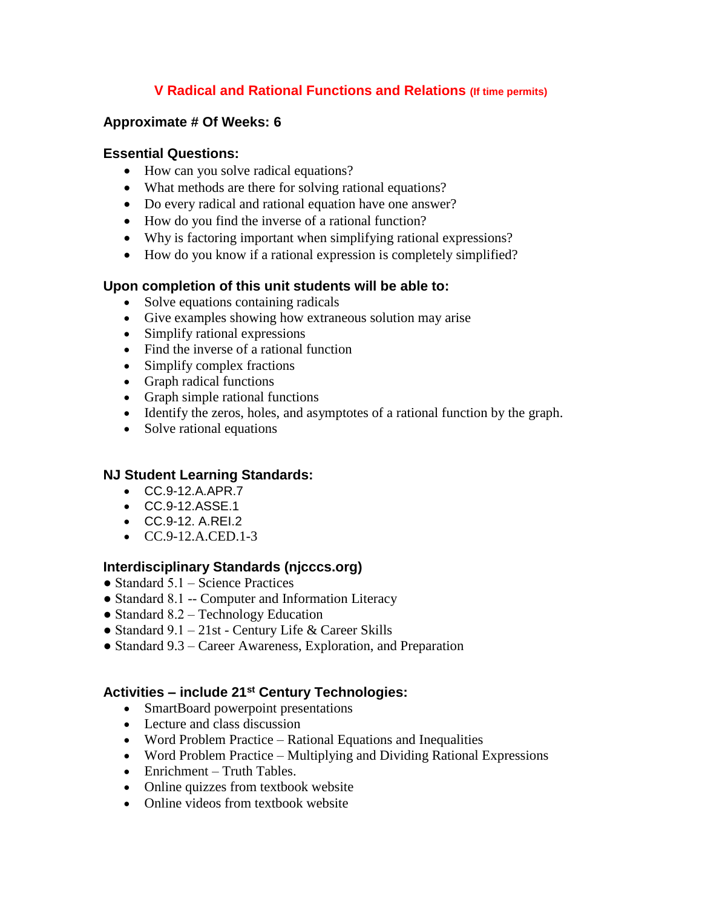## V Radical and Rational Functions and Relations (If time permits)

### Approximate # Of Weeks: 6

### Essential Questions:

- How can you solve radical equations?
- What methods are there for solving rational equations?
- Do every radical and rational equation have one answer?
- How do you find the inverse of a rational function?
- Why is factoring important when simplifying rational expressions?
- How do you know if a rational expression is completely simplified?

### Upon completion of this unit students will be able to:

- Solve equations containing radicals
- Give examples showing how extraneous solution may arise
- Simplify rational expressions
- Find the inverse of a rational function
- Simplify complex fractions
- Graph radical functions
- Graph simple rational functions
- Identify the zeros, holes, and asymptotes of a rational function by the graph.
- Solve rational equations

### NJ Student Learning Standards:

- CC.9-12.A.APR.7
- CC.9-12.ASSE.1
- CC.9-12. A.REI.2
- CC.9-12.A.CED.1-3

### Interdisciplinary Standards (njcccs.org)

- Standard 5.1 – Science Practices
- Standard 8.1 -- Computer and Information Literacy
- Standard 8.2 – Technology Education
- Standard 9.1 – 21st - Century Life & Career Skills
- Standard 9.3 – Career Awareness, Exploration, and Preparation

### Activities – include 21st Century Technologies:

- SmartBoard powerpoint presentations
- Lecture and class discussion
- Word Problem Practice – Rational Equations and Inequalities
- Word Problem Practice – Multiplying and Dividing Rational Expressions
- Enrichment – Truth Tables.
- Online quizzes from textbook website
- Online videos from textbook website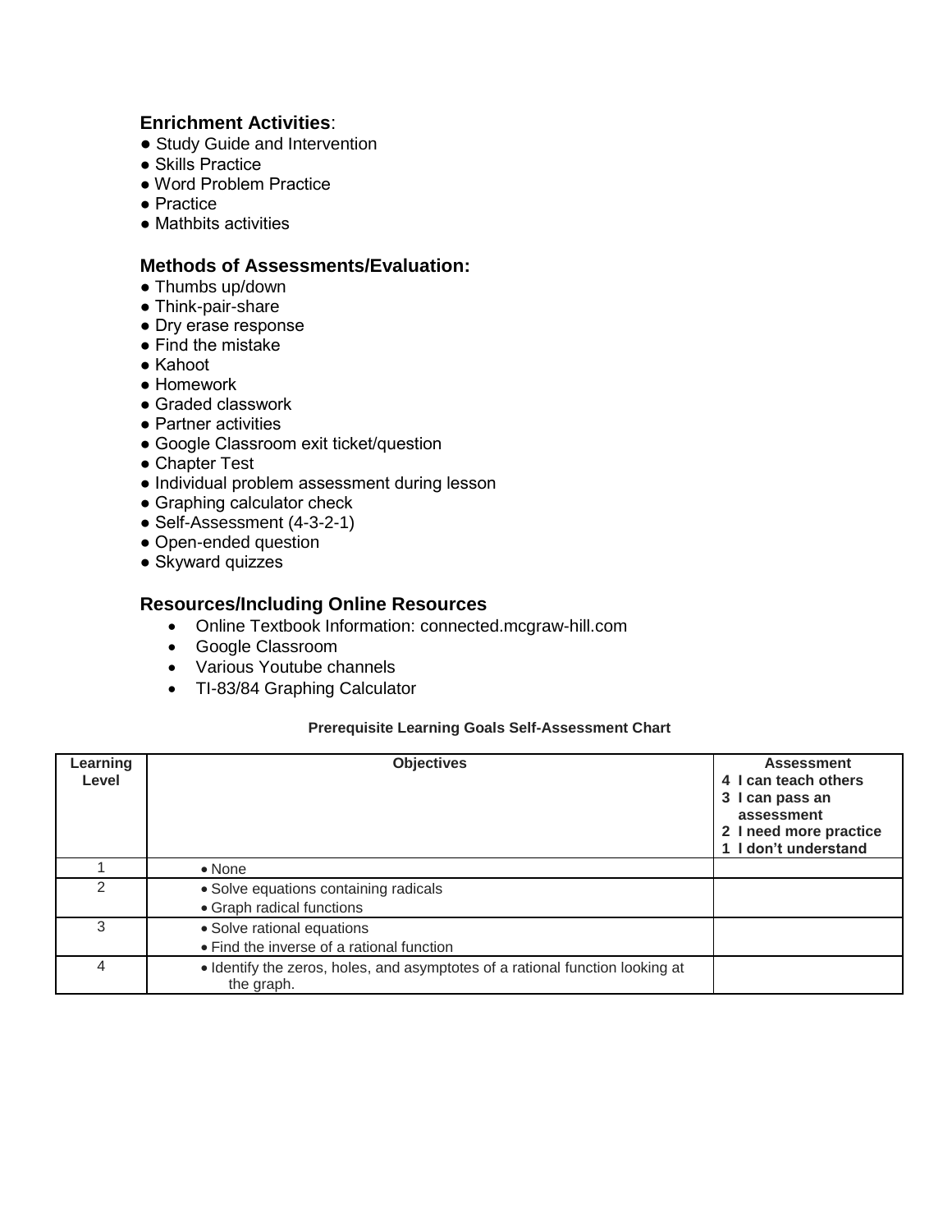### Enrichment Activities:

- Study Guide and Intervention
- Skills Practice
- Word Problem Practice
- Practice
- Mathbits activities

### Methods of Assessments/Evaluation:

- Thumbs up/down
- Think-pair-share
- Dry erase response
- Find the mistake
- Kahoot
- Homework
- Graded classwork
- Partner activities
- Google Classroom exit ticket/question
- Chapter Test
- Individual problem assessment during lesson
- Graphing calculator check
- Self-Assessment (4-3-2-1)
- Open-ended question
- Skyward quizzes

### Resources/Including Online Resources

- Online Textbook Information: connected.mcgraw-hill.com
- Google Classroom
- Various Youtube channels
- TI-83/84 Graphing Calculator

**Prerequisite Learning Goals Self-Assessment Chart**

| Learning Level | Objectives | Assessment<br>4 I can teach others<br>3 I can pass an assessment<br>2 I need more practice<br>1 I don't understand |
|---|---|---|
| 1 | • None | |
| 2 | • Solve equations containing radicals<br>• Graph radical functions | |
| 3 | • Solve rational equations<br>• Find the inverse of a rational function | |
| 4 | • Identify the zeros, holes, and asymptotes of a rational function looking at the graph. | |